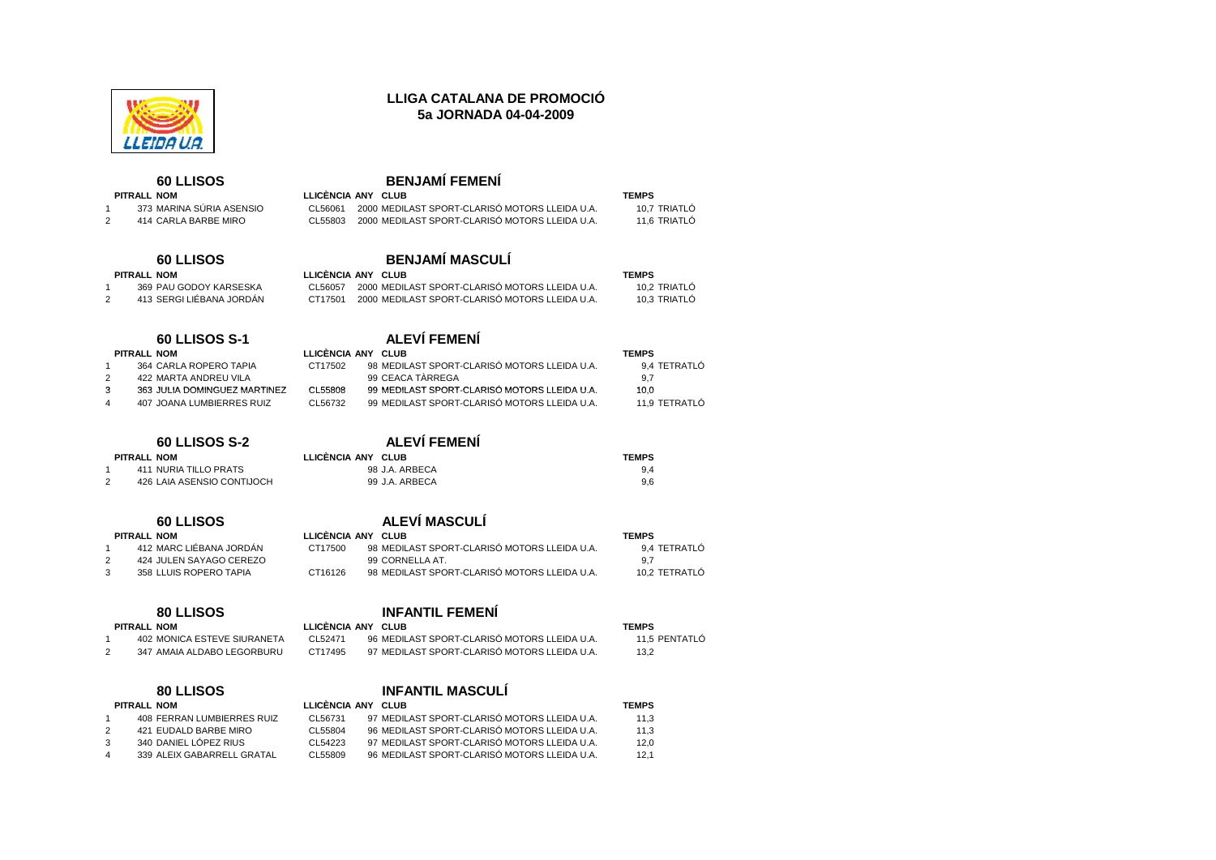# LLIGA CATALANA DE PROMOCIÓ
## 5a JORNADA 04-04-2009

### 60 LLISOS — BENJAMÍ FEMENÍ

| | PITRALL | NOM | LLICÈNCIA | ANY | CLUB | TEMPS | |
|---|---|---|---|---|---|---|---|
| 1 | 373 | MARINA SÚRIA ASENSIO | CL56061 | 2000 | MEDILAST SPORT-CLARISÓ MOTORS LLEIDA U.A. | 10,7 | TRIATLÓ |
| 2 | 414 | CARLA BARBE MIRO | CL55803 | 2000 | MEDILAST SPORT-CLARISÓ MOTORS LLEIDA U.A. | 11,6 | TRIATLÓ |

### 60 LLISOS — BENJAMÍ MASCULÍ

| | PITRALL | NOM | LLICÈNCIA | ANY | CLUB | TEMPS | |
|---|---|---|---|---|---|---|---|
| 1 | 369 | PAU GODOY KARSESKA | CL56057 | 2000 | MEDILAST SPORT-CLARISÓ MOTORS LLEIDA U.A. | 10,2 | TRIATLÓ |
| 2 | 413 | SERGI LIÉBANA JORDÁN | CT17501 | 2000 | MEDILAST SPORT-CLARISÓ MOTORS LLEIDA U.A. | 10,3 | TRIATLÓ |

### 60 LLISOS S-1 — ALEVÍ FEMENÍ

| | PITRALL | NOM | LLICÈNCIA | ANY | CLUB | TEMPS | |
|---|---|---|---|---|---|---|---|
| 1 | 364 | CARLA ROPERO TAPIA | CT17502 | 98 | MEDILAST SPORT-CLARISÓ MOTORS LLEIDA U.A. | 9,4 | TETRATLÓ |
| 2 | 422 | MARTA ANDREU VILA | | 99 | CEACA TÀRREGA | 9,7 | |
| 3 | 363 | JULIA DOMINGUEZ MARTINEZ | CL55808 | 99 | MEDILAST SPORT-CLARISÓ MOTORS LLEIDA U.A. | 10,0 | |
| 4 | 407 | JOANA LUMBIERRES RUIZ | CL56732 | 99 | MEDILAST SPORT-CLARISÓ MOTORS LLEIDA U.A. | 11,9 | TETRATLÓ |

### 60 LLISOS S-2 — ALEVÍ FEMENÍ

| | PITRALL | NOM | LLICÈNCIA | ANY | CLUB | TEMPS |
|---|---|---|---|---|---|---|
| 1 | 411 | NURIA TILLO PRATS | | 98 | J.A. ARBECA | 9,4 |
| 2 | 426 | LAIA ASENSIO CONTIJOCH | | 99 | J.A. ARBECA | 9,6 |

### 60 LLISOS — ALEVÍ MASCULÍ

| | PITRALL | NOM | LLICÈNCIA | ANY | CLUB | TEMPS | |
|---|---|---|---|---|---|---|---|
| 1 | 412 | MARC LIÉBANA JORDÁN | CT17500 | 98 | MEDILAST SPORT-CLARISÓ MOTORS LLEIDA U.A. | 9,4 | TETRATLÓ |
| 2 | 424 | JULEN SAYAGO CEREZO | | 99 | CORNELLA AT. | 9,7 | |
| 3 | 358 | LLUIS ROPERO TAPIA | CT16126 | 98 | MEDILAST SPORT-CLARISÓ MOTORS LLEIDA U.A. | 10,2 | TETRATLÓ |

### 80 LLISOS — INFANTIL FEMENÍ

| | PITRALL | NOM | LLICÈNCIA | ANY | CLUB | TEMPS | |
|---|---|---|---|---|---|---|---|
| 1 | 402 | MONICA ESTEVE SIURANETA | CL52471 | 96 | MEDILAST SPORT-CLARISÓ MOTORS LLEIDA U.A. | 11,5 | PENTATLÓ |
| 2 | 347 | AMAIA ALDABO LEGORBURU | CT17495 | 97 | MEDILAST SPORT-CLARISÓ MOTORS LLEIDA U.A. | 13,2 | |

### 80 LLISOS — INFANTIL MASCULÍ

| | PITRALL | NOM | LLICÈNCIA | ANY | CLUB | TEMPS |
|---|---|---|---|---|---|---|
| 1 | 408 | FERRAN LUMBIERRES RUIZ | CL56731 | 97 | MEDILAST SPORT-CLARISÓ MOTORS LLEIDA U.A. | 11,3 |
| 2 | 421 | EUDALD BARBE MIRO | CL55804 | 96 | MEDILAST SPORT-CLARISÓ MOTORS LLEIDA U.A. | 11,3 |
| 3 | 340 | DANIEL LÓPEZ RIUS | CL54223 | 97 | MEDILAST SPORT-CLARISÓ MOTORS LLEIDA U.A. | 12,0 |
| 4 | 339 | ALEIX GABARRELL GRATAL | CL55809 | 96 | MEDILAST SPORT-CLARISÓ MOTORS LLEIDA U.A. | 12,1 |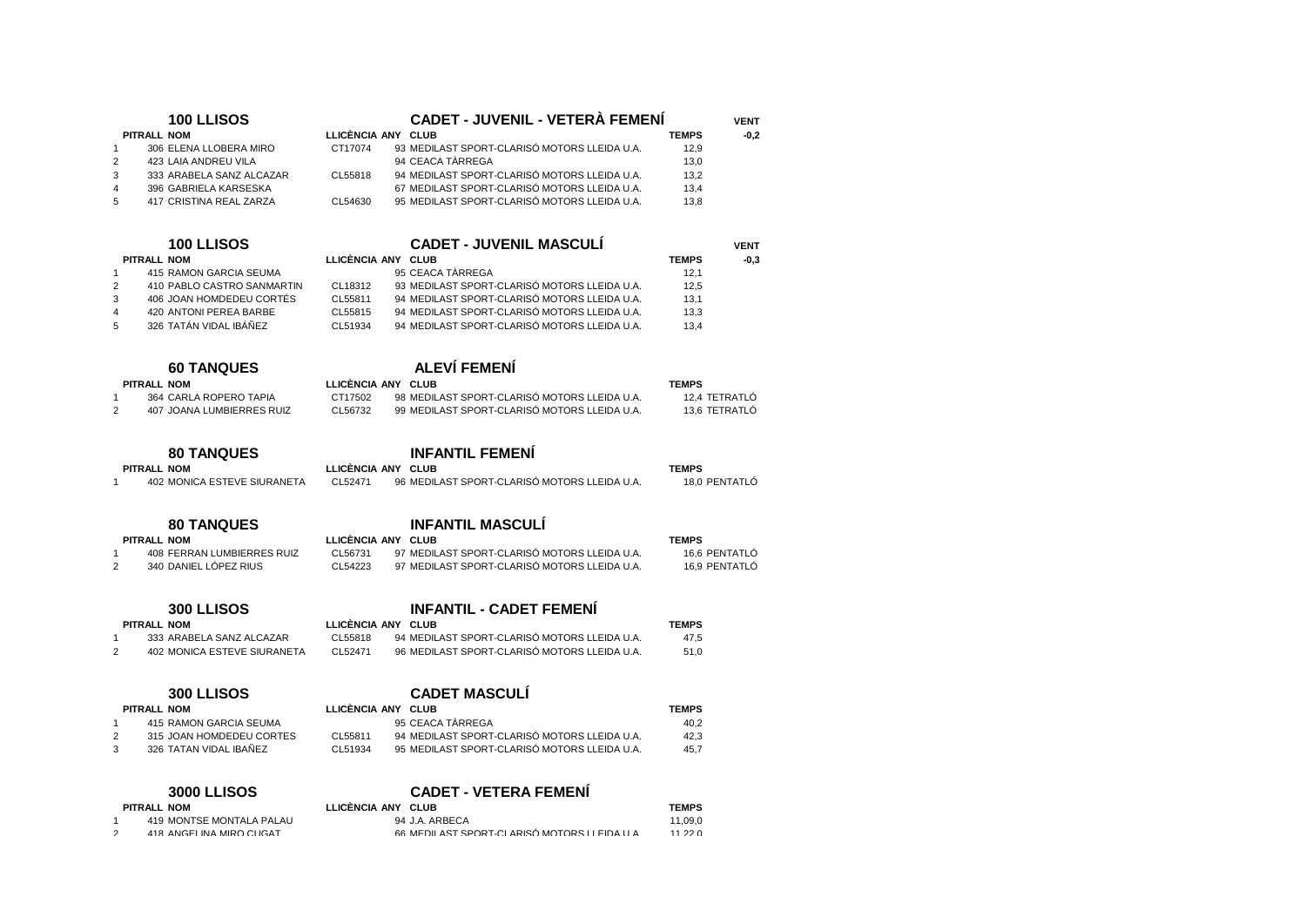## 100 LLISOS — CADET - JUVENIL - VETERÀ FEMENÍ

VENT -0,2

| | PITRALL | NOM | LLICÈNCIA | ANY | CLUB | TEMPS |
|---|---|---|---|---|---|---|
| 1 | 306 | ELENA LLOBERA MIRO | CT17074 | 93 | MEDILAST SPORT-CLARISÓ MOTORS LLEIDA U.A. | 12,9 |
| 2 | 423 | LAIA ANDREU VILA | | 94 | CEACA TÀRREGA | 13,0 |
| 3 | 333 | ARABELA SANZ ALCAZAR | CL55818 | 94 | MEDILAST SPORT-CLARISÓ MOTORS LLEIDA U.A. | 13,2 |
| 4 | 396 | GABRIELA KARSESKA | | 67 | MEDILAST SPORT-CLARISÓ MOTORS LLEIDA U.A. | 13,4 |
| 5 | 417 | CRISTINA REAL ZARZA | CL54630 | 95 | MEDILAST SPORT-CLARISÓ MOTORS LLEIDA U.A. | 13,8 |

## 100 LLISOS — CADET - JUVENIL MASCULÍ

VENT -0,3

| | PITRALL | NOM | LLICÈNCIA | ANY | CLUB | TEMPS |
|---|---|---|---|---|---|---|
| 1 | 415 | RAMON GARCIA SEUMA | | 95 | CEACA TÀRREGA | 12,1 |
| 2 | 410 | PABLO CASTRO SANMARTIN | CL18312 | 93 | MEDILAST SPORT-CLARISÓ MOTORS LLEIDA U.A. | 12,5 |
| 3 | 406 | JOAN HOMDEDEU CORTÉS | CL55811 | 94 | MEDILAST SPORT-CLARISÓ MOTORS LLEIDA U.A. | 13,1 |
| 4 | 420 | ANTONI PEREA BARBE | CL55815 | 94 | MEDILAST SPORT-CLARISÓ MOTORS LLEIDA U.A. | 13,3 |
| 5 | 326 | TATÁN VIDAL IBÁÑEZ | CL51934 | 94 | MEDILAST SPORT-CLARISÓ MOTORS LLEIDA U.A. | 13,4 |

## 60 TANQUES — ALEVÍ FEMENÍ

| | PITRALL | NOM | LLICÈNCIA | ANY | CLUB | TEMPS | |
|---|---|---|---|---|---|---|---|
| 1 | 364 | CARLA ROPERO TAPIA | CT17502 | 98 | MEDILAST SPORT-CLARISÓ MOTORS LLEIDA U.A. | 12,4 | TETRATLÓ |
| 2 | 407 | JOANA LUMBIERRES RUIZ | CL56732 | 99 | MEDILAST SPORT-CLARISÓ MOTORS LLEIDA U.A. | 13,6 | TETRATLÓ |

## 80 TANQUES — INFANTIL FEMENÍ

| | PITRALL | NOM | LLICÈNCIA | ANY | CLUB | TEMPS | |
|---|---|---|---|---|---|---|---|
| 1 | 402 | MONICA ESTEVE SIURANETA | CL52471 | 96 | MEDILAST SPORT-CLARISÓ MOTORS LLEIDA U.A. | 18,0 | PENTATLÓ |

## 80 TANQUES — INFANTIL MASCULÍ

| | PITRALL | NOM | LLICÈNCIA | ANY | CLUB | TEMPS | |
|---|---|---|---|---|---|---|---|
| 1 | 408 | FERRAN LUMBIERRES RUIZ | CL56731 | 97 | MEDILAST SPORT-CLARISÓ MOTORS LLEIDA U.A. | 16,6 | PENTATLÓ |
| 2 | 340 | DANIEL LÓPEZ RIUS | CL54223 | 97 | MEDILAST SPORT-CLARISÓ MOTORS LLEIDA U.A. | 16,9 | PENTATLÓ |

## 300 LLISOS — INFANTIL - CADET FEMENÍ

| | PITRALL | NOM | LLICÈNCIA | ANY | CLUB | TEMPS |
|---|---|---|---|---|---|---|
| 1 | 333 | ARABELA SANZ ALCAZAR | CL55818 | 94 | MEDILAST SPORT-CLARISÓ MOTORS LLEIDA U.A. | 47,5 |
| 2 | 402 | MONICA ESTEVE SIURANETA | CL52471 | 96 | MEDILAST SPORT-CLARISÓ MOTORS LLEIDA U.A. | 51,0 |

## 300 LLISOS — CADET MASCULÍ

| | PITRALL | NOM | LLICÈNCIA | ANY | CLUB | TEMPS |
|---|---|---|---|---|---|---|
| 1 | 415 | RAMON GARCIA SEUMA | | 95 | CEACA TÀRREGA | 40,2 |
| 2 | 315 | JOAN HOMDEDEU CORTES | CL55811 | 94 | MEDILAST SPORT-CLARISÓ MOTORS LLEIDA U.A. | 42,3 |
| 3 | 326 | TATAN VIDAL IBAÑEZ | CL51934 | 95 | MEDILAST SPORT-CLARISÓ MOTORS LLEIDA U.A. | 45,7 |

## 3000 LLISOS — CADET - VETERA FEMENÍ

| | PITRALL | NOM | LLICÈNCIA | ANY | CLUB | TEMPS |
|---|---|---|---|---|---|---|
| 1 | 419 | MONTSE MONTALA PALAU | | 94 | J.A. ARBECA | 11,09,0 |
| 2 | 418 | ANGELINA MIRO CUGAT | | 66 | MEDILAST SPORT-CLARISÓ MOTORS LLEIDA U.A. | 11,22,0 |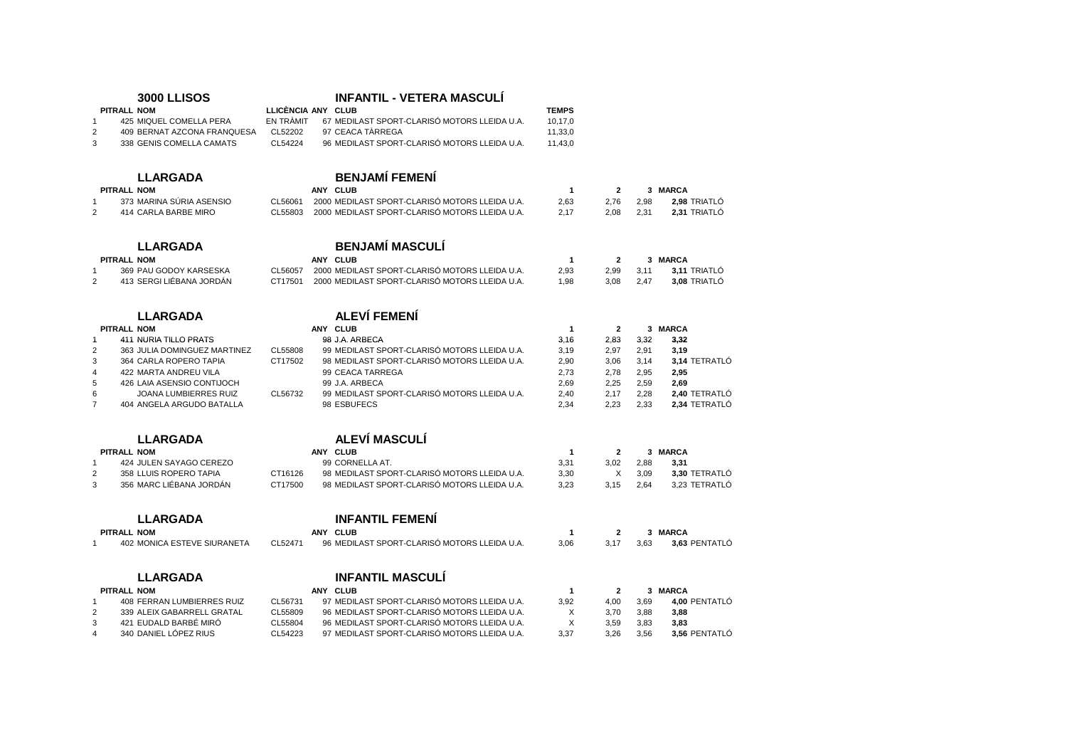## 3000 LLISOS — INFANTIL - VETERA MASCULÍ

| | PITRALL | NOM | LLICÈNCIA | ANY | CLUB | TEMPS |
|---|---|---|---|---|---|---|
| 1 | 425 | MIQUEL COMELLA PERA | EN TRÀMIT | 67 | MEDILAST SPORT-CLARISÓ MOTORS LLEIDA U.A. | 10,17,0 |
| 2 | 409 | BERNAT AZCONA FRANQUESA | CL52202 | 97 | CEACA TÀRREGA | 11,33,0 |
| 3 | 338 | GENIS COMELLA CAMATS | CL54224 | 96 | MEDILAST SPORT-CLARISÓ MOTORS LLEIDA U.A. | 11,43,0 |

## LLARGADA — BENJAMÍ FEMENÍ

| | PITRALL | NOM | | ANY | CLUB | 1 | 2 | 3 | MARCA | |
|---|---|---|---|---|---|---|---|---|---|---|
| 1 | 373 | MARINA SÚRIA ASENSIO | CL56061 | 2000 | MEDILAST SPORT-CLARISÓ MOTORS LLEIDA U.A. | 2,63 | 2,76 | 2,98 | **2,98** | TRIATLÓ |
| 2 | 414 | CARLA BARBE MIRO | CL55803 | 2000 | MEDILAST SPORT-CLARISÓ MOTORS LLEIDA U.A. | 2,17 | 2,08 | 2,31 | **2,31** | TRIATLÓ |

## LLARGADA — BENJAMÍ MASCULÍ

| | PITRALL | NOM | | ANY | CLUB | 1 | 2 | 3 | MARCA | |
|---|---|---|---|---|---|---|---|---|---|---|
| 1 | 369 | PAU GODOY KARSESKA | CL56057 | 2000 | MEDILAST SPORT-CLARISÓ MOTORS LLEIDA U.A. | 2,93 | 2,99 | 3,11 | **3,11** | TRIATLÓ |
| 2 | 413 | SERGI LIÉBANA JORDÁN | CT17501 | 2000 | MEDILAST SPORT-CLARISÓ MOTORS LLEIDA U.A. | 1,98 | 3,08 | 2,47 | **3,08** | TRIATLÓ |

## LLARGADA — ALEVÍ FEMENÍ

| | PITRALL | NOM | | ANY | CLUB | 1 | 2 | 3 | MARCA | |
|---|---|---|---|---|---|---|---|---|---|---|
| 1 | **411** | **NURIA TILLO PRATS** | | 98 | J.A. ARBECA | 3,16 | 2,83 | 3,32 | **3,32** | |
| 2 | 363 | JULIA DOMINGUEZ MARTINEZ | CL55808 | 99 | MEDILAST SPORT-CLARISÓ MOTORS LLEIDA U.A. | 3,19 | 2,97 | 2,91 | **3,19** | |
| 3 | 364 | CARLA ROPERO TAPIA | CT17502 | 98 | MEDILAST SPORT-CLARISÓ MOTORS LLEIDA U.A. | 2,90 | 3,06 | 3,14 | **3,14** | TETRATLÓ |
| 4 | 422 | MARTA ANDREU VILA | | 99 | CEACA TARREGA | 2,73 | 2,78 | 2,95 | **2,95** | |
| 5 | 426 | LAIA ASENSIO CONTIJOCH | | 99 | J.A. ARBECA | 2,69 | 2,25 | 2,59 | **2,69** | |
| 6 | | JOANA LUMBIERRES RUIZ | CL56732 | 99 | MEDILAST SPORT-CLARISÓ MOTORS LLEIDA U.A. | 2,40 | 2,17 | 2,28 | **2,40** | TETRATLÓ |
| 7 | 404 | ANGELA ARGUDO BATALLA | | 98 | ESBUFECS | 2,34 | 2,23 | 2,33 | **2,34** | TETRATLÓ |

## LLARGADA — ALEVÍ MASCULÍ

| | PITRALL | NOM | | ANY | CLUB | 1 | 2 | 3 | MARCA | |
|---|---|---|---|---|---|---|---|---|---|---|
| 1 | 424 | JULEN SAYAGO CEREZO | | 99 | CORNELLA AT. | 3,31 | 3,02 | 2,88 | **3,31** | |
| 2 | 358 | LLUIS ROPERO TAPIA | CT16126 | 98 | MEDILAST SPORT-CLARISÓ MOTORS LLEIDA U.A. | 3,30 | X | 3,09 | **3,30** | TETRATLÓ |
| 3 | 356 | MARC LIÉBANA JORDÁN | CT17500 | 98 | MEDILAST SPORT-CLARISÓ MOTORS LLEIDA U.A. | 3,23 | 3,15 | 2,64 | 3,23 | TETRATLÓ |

## LLARGADA — INFANTIL FEMENÍ

| | PITRALL | NOM | | ANY | CLUB | 1 | 2 | 3 | MARCA | |
|---|---|---|---|---|---|---|---|---|---|---|
| 1 | 402 | MONICA ESTEVE SIURANETA | CL52471 | 96 | MEDILAST SPORT-CLARISÓ MOTORS LLEIDA U.A. | 3,06 | 3,17 | 3,63 | **3,63** | PENTATLÓ |

## LLARGADA — INFANTIL MASCULÍ

| | PITRALL | NOM | | ANY | CLUB | 1 | 2 | 3 | MARCA | |
|---|---|---|---|---|---|---|---|---|---|---|
| 1 | 408 | FERRAN LUMBIERRES RUIZ | CL56731 | 97 | MEDILAST SPORT-CLARISÓ MOTORS LLEIDA U.A. | 3,92 | 4,00 | 3,69 | **4,00** | PENTATLÓ |
| 2 | 339 | ALEIX GABARRELL GRATAL | CL55809 | 96 | MEDILAST SPORT-CLARISÓ MOTORS LLEIDA U.A. | X | 3,70 | 3,88 | **3,88** | |
| 3 | 421 | EUDALD BARBÉ MIRÓ | CL55804 | 96 | MEDILAST SPORT-CLARISÓ MOTORS LLEIDA U.A. | X | 3,59 | 3,83 | **3,83** | |
| 4 | 340 | DANIEL LÓPEZ RIUS | CL54223 | 97 | MEDILAST SPORT-CLARISÓ MOTORS LLEIDA U.A. | 3,37 | 3,26 | 3,56 | **3,56** | PENTATLÓ |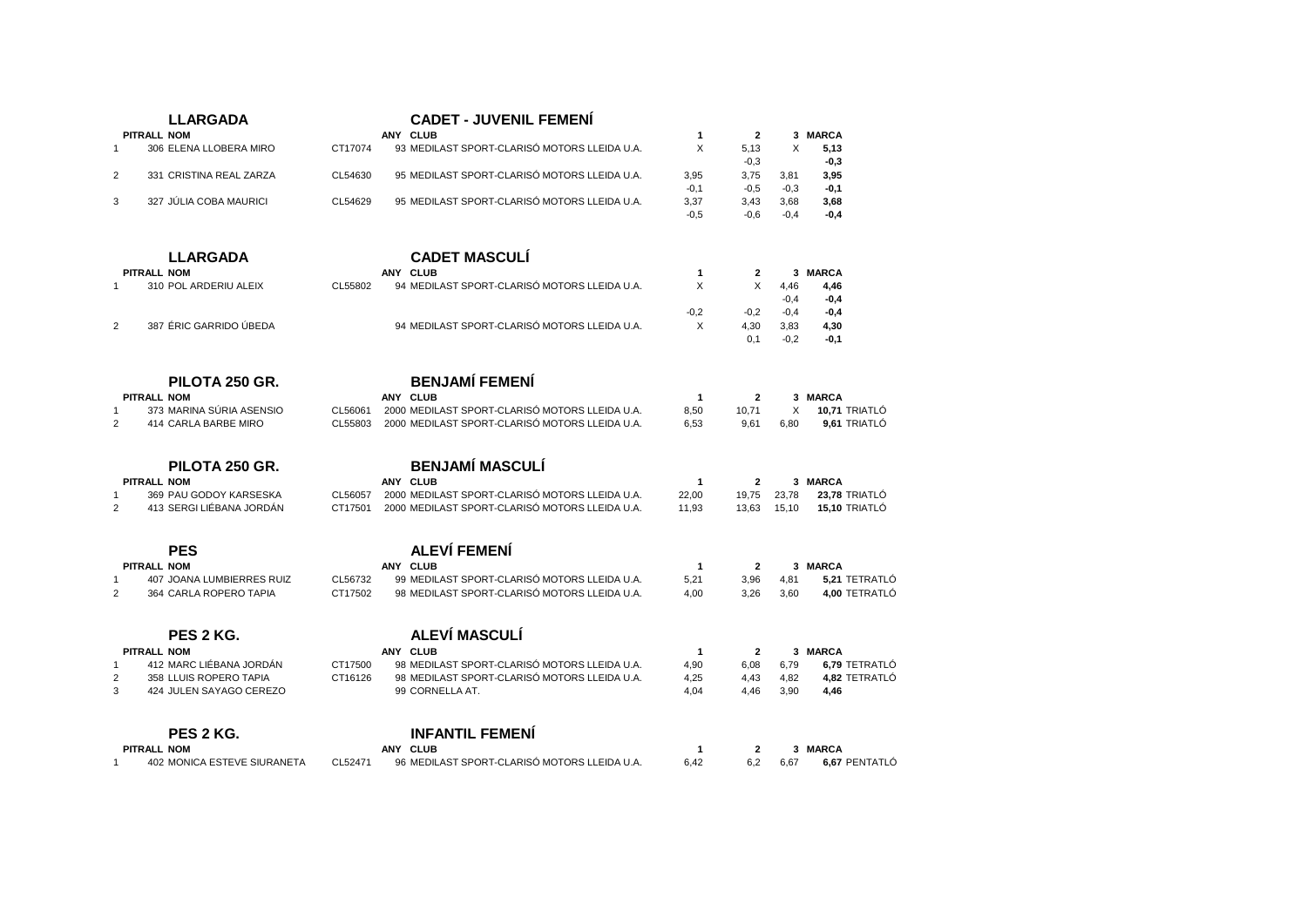## LLARGADA — CADET - JUVENIL FEMENÍ

| | PITRALL | NOM | | ANY | CLUB | 1 | 2 | 3 | MARCA |
|---|---|---|---|---|---|---|---|---|---|
| 1 | 306 | ELENA LLOBERA MIRO | CT17074 | 93 | MEDILAST SPORT-CLARISÓ MOTORS LLEIDA U.A. | X | 5,13 | X | **5,13** |
| | | | | | | | -0,3 | | **-0,3** |
| 2 | 331 | CRISTINA REAL ZARZA | CL54630 | 95 | MEDILAST SPORT-CLARISÓ MOTORS LLEIDA U.A. | 3,95 | 3,75 | 3,81 | **3,95** |
| | | | | | | -0,1 | -0,5 | -0,3 | **-0,1** |
| 3 | 327 | JÚLIA COBA MAURICI | CL54629 | 95 | MEDILAST SPORT-CLARISÓ MOTORS LLEIDA U.A. | 3,37 | 3,43 | 3,68 | **3,68** |
| | | | | | | -0,5 | -0,6 | -0,4 | **-0,4** |

## LLARGADA — CADET MASCULÍ

| | PITRALL | NOM | | ANY | CLUB | 1 | 2 | 3 | MARCA |
|---|---|---|---|---|---|---|---|---|---|
| 1 | 310 | POL ARDERIU ALEIX | CL55802 | 94 | MEDILAST SPORT-CLARISÓ MOTORS LLEIDA U.A. | X | X | 4,46 | **4,46** |
| | | | | | | | | -0,4 | **-0,4** |
| | | | | | | -0,2 | -0,2 | -0,4 | **-0,4** |
| 2 | 387 | ÉRIC GARRIDO ÚBEDA | | 94 | MEDILAST SPORT-CLARISÓ MOTORS LLEIDA U.A. | X | 4,30 | 3,83 | **4,30** |
| | | | | | | | 0,1 | -0,2 | **-0,1** |

## PILOTA 250 GR. — BENJAMÍ FEMENÍ

| | PITRALL | NOM | | ANY | CLUB | 1 | 2 | 3 | MARCA | |
|---|---|---|---|---|---|---|---|---|---|---|
| 1 | 373 | MARINA SÚRIA ASENSIO | CL56061 | 2000 | MEDILAST SPORT-CLARISÓ MOTORS LLEIDA U.A. | 8,50 | 10,71 | X | **10,71** | TRIATLÓ |
| 2 | 414 | CARLA BARBE MIRO | CL55803 | 2000 | MEDILAST SPORT-CLARISÓ MOTORS LLEIDA U.A. | 6,53 | 9,61 | 6,80 | **9,61** | TRIATLÓ |

## PILOTA 250 GR. — BENJAMÍ MASCULÍ

| | PITRALL | NOM | | ANY | CLUB | 1 | 2 | 3 | MARCA | |
|---|---|---|---|---|---|---|---|---|---|---|
| 1 | 369 | PAU GODOY KARSESKA | CL56057 | 2000 | MEDILAST SPORT-CLARISÓ MOTORS LLEIDA U.A. | 22,00 | 19,75 | 23,78 | **23,78** | TRIATLÓ |
| 2 | 413 | SERGI LIÉBANA JORDÁN | CT17501 | 2000 | MEDILAST SPORT-CLARISÓ MOTORS LLEIDA U.A. | 11,93 | 13,63 | 15,10 | **15,10** | TRIATLÓ |

## PES — ALEVÍ FEMENÍ

| | PITRALL | NOM | | ANY | CLUB | 1 | 2 | 3 | MARCA | |
|---|---|---|---|---|---|---|---|---|---|---|
| 1 | 407 | JOANA LUMBIERRES RUIZ | CL56732 | 99 | MEDILAST SPORT-CLARISÓ MOTORS LLEIDA U.A. | 5,21 | 3,96 | 4,81 | **5,21** | TETRATLÓ |
| 2 | 364 | CARLA ROPERO TAPIA | CT17502 | 98 | MEDILAST SPORT-CLARISÓ MOTORS LLEIDA U.A. | 4,00 | 3,26 | 3,60 | **4,00** | TETRATLÓ |

## PES 2 KG. — ALEVÍ MASCULÍ

| | PITRALL | NOM | | ANY | CLUB | 1 | 2 | 3 | MARCA | |
|---|---|---|---|---|---|---|---|---|---|---|
| 1 | 412 | MARC LIÉBANA JORDÁN | CT17500 | 98 | MEDILAST SPORT-CLARISÓ MOTORS LLEIDA U.A. | 4,90 | 6,08 | 6,79 | **6,79** | TETRATLÓ |
| 2 | 358 | LLUIS ROPERO TAPIA | CT16126 | 98 | MEDILAST SPORT-CLARISÓ MOTORS LLEIDA U.A. | 4,25 | 4,43 | 4,82 | **4,82** | TETRATLÓ |
| 3 | 424 | JULEN SAYAGO CEREZO | | 99 | CORNELLA AT. | 4,04 | 4,46 | 3,90 | **4,46** | |

## PES 2 KG. — INFANTIL FEMENÍ

| | PITRALL | NOM | | ANY | CLUB | 1 | 2 | 3 | MARCA | |
|---|---|---|---|---|---|---|---|---|---|---|
| 1 | 402 | MONICA ESTEVE SIURANETA | CL52471 | 96 | MEDILAST SPORT-CLARISÓ MOTORS LLEIDA U.A. | 6,42 | 6,2 | 6,67 | **6,67** | PENTATLÓ |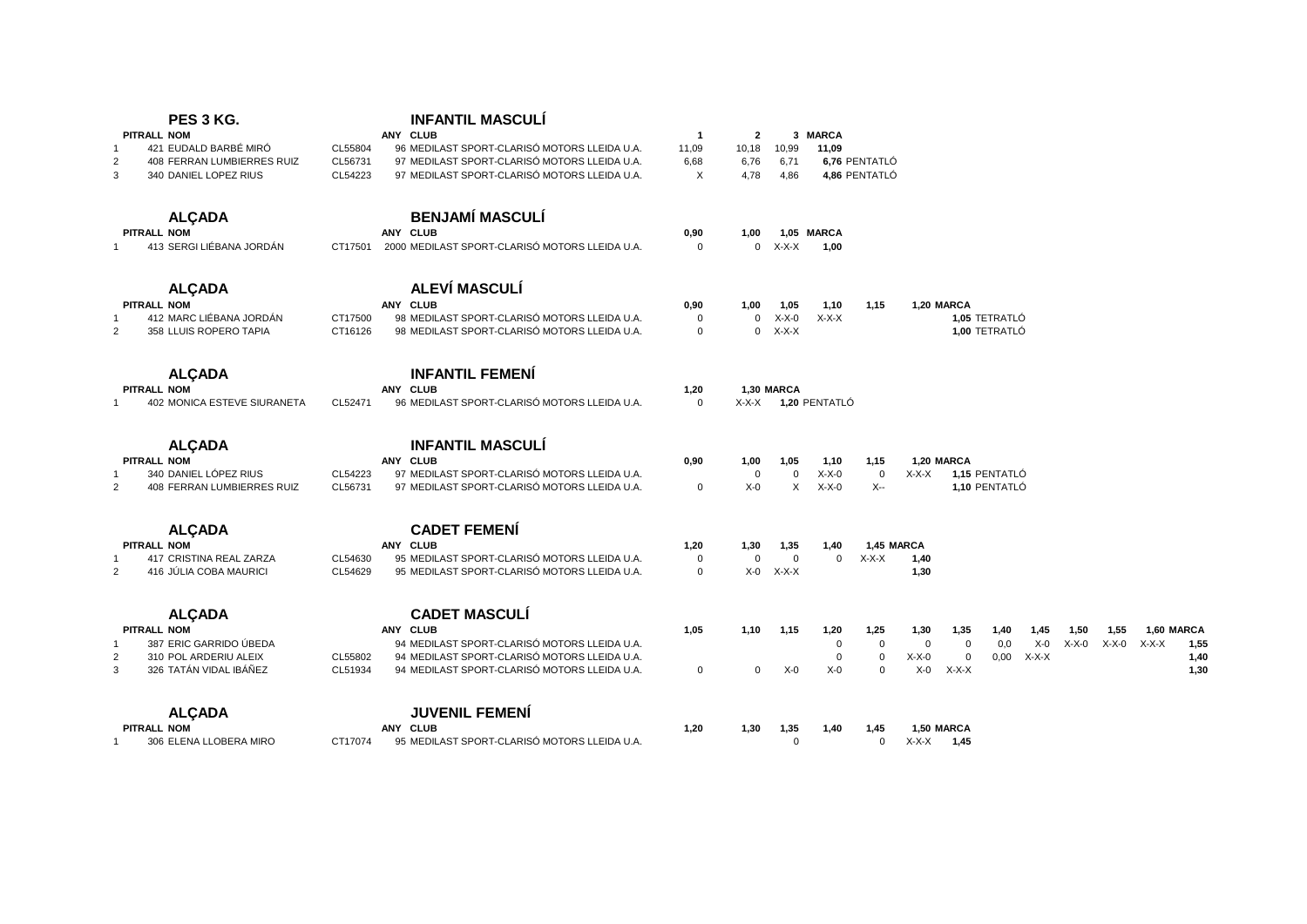## PES 3 KG. — INFANTIL MASCULÍ

| | PITRALL | NOM | | ANY | CLUB | 1 | 2 | 3 | MARCA | |
|---|---|---|---|---|---|---|---|---|---|---|
| 1 | 421 | EUDALD BARBÉ MIRÓ | CL55804 | 96 | MEDILAST SPORT-CLARISÓ MOTORS LLEIDA U.A. | 11,09 | 10,18 | 10,99 | 11,09 | |
| 2 | 408 | FERRAN LUMBIERRES RUIZ | CL56731 | 97 | MEDILAST SPORT-CLARISÓ MOTORS LLEIDA U.A. | 6,68 | 6,76 | 6,71 | 6,76 | PENTATLÓ |
| 3 | 340 | DANIEL LOPEZ RIUS | CL54223 | 97 | MEDILAST SPORT-CLARISÓ MOTORS LLEIDA U.A. | X | 4,78 | 4,86 | 4,86 | PENTATLÓ |

## ALÇADA — BENJAMÍ MASCULÍ

| | PITRALL | NOM | | ANY | CLUB | 0,90 | 1,00 | 1,05 | MARCA |
|---|---|---|---|---|---|---|---|---|---|
| 1 | 413 | SERGI LIÉBANA JORDÁN | CT17501 | 2000 | MEDILAST SPORT-CLARISÓ MOTORS LLEIDA U.A. | 0 | 0 | X-X-X | 1,00 |

## ALÇADA — ALEVÍ MASCULÍ

| | PITRALL | NOM | | ANY | CLUB | 0,90 | 1,00 | 1,05 | 1,10 | 1,15 | 1,20 | MARCA | |
|---|---|---|---|---|---|---|---|---|---|---|---|---|---|
| 1 | 412 | MARC LIÉBANA JORDÁN | CT17500 | 98 | MEDILAST SPORT-CLARISÓ MOTORS LLEIDA U.A. | 0 | 0 | X-X-0 | X-X-X | | | 1,05 | TETRATLÓ |
| 2 | 358 | LLUIS ROPERO TAPIA | CT16126 | 98 | MEDILAST SPORT-CLARISÓ MOTORS LLEIDA U.A. | 0 | 0 | X-X-X | | | | 1,00 | TETRATLÓ |

## ALÇADA — INFANTIL FEMENÍ

| | PITRALL | NOM | | ANY | CLUB | 1,20 | 1,30 | MARCA | |
|---|---|---|---|---|---|---|---|---|---|
| 1 | 402 | MONICA ESTEVE SIURANETA | CL52471 | 96 | MEDILAST SPORT-CLARISÓ MOTORS LLEIDA U.A. | 0 | X-X-X | 1,20 | PENTATLÓ |

## ALÇADA — INFANTIL MASCULÍ

| | PITRALL | NOM | | ANY | CLUB | 0,90 | 1,00 | 1,05 | 1,10 | 1,15 | 1,20 | MARCA | |
|---|---|---|---|---|---|---|---|---|---|---|---|---|---|
| 1 | 340 | DANIEL LÓPEZ RIUS | CL54223 | 97 | MEDILAST SPORT-CLARISÓ MOTORS LLEIDA U.A. | | 0 | 0 | X-X-0 | 0 | X-X-X | 1,15 | PENTATLÓ |
| 2 | 408 | FERRAN LUMBIERRES RUIZ | CL56731 | 97 | MEDILAST SPORT-CLARISÓ MOTORS LLEIDA U.A. | 0 | X-0 | X | X-X-0 | X-- | | 1,10 | PENTATLÓ |

## ALÇADA — CADET FEMENÍ

| | PITRALL | NOM | | ANY | CLUB | 1,20 | 1,30 | 1,35 | 1,40 | 1,45 | MARCA |
|---|---|---|---|---|---|---|---|---|---|---|---|
| 1 | 417 | CRISTINA REAL ZARZA | CL54630 | 95 | MEDILAST SPORT-CLARISÓ MOTORS LLEIDA U.A. | 0 | 0 | 0 | 0 | X-X-X | 1,40 |
| 2 | 416 | JÚLIA COBA MAURICI | CL54629 | 95 | MEDILAST SPORT-CLARISÓ MOTORS LLEIDA U.A. | 0 | X-0 | X-X-X | | | 1,30 |

## ALÇADA — CADET MASCULÍ

| | PITRALL | NOM | | ANY | CLUB | 1,05 | 1,10 | 1,15 | 1,20 | 1,25 | 1,30 | 1,35 | 1,40 | 1,45 | 1,50 | 1,55 | 1,60 | MARCA |
|---|---|---|---|---|---|---|---|---|---|---|---|---|---|---|---|---|---|---|
| 1 | 387 | ERIC GARRIDO ÚBEDA | | 94 | MEDILAST SPORT-CLARISÓ MOTORS LLEIDA U.A. | | | | 0 | 0 | 0 | 0 | 0,0 | X-0 | X-X-0 | X-X-0 | X-X-X | 1,55 |
| 2 | 310 | POL ARDERIU ALEIX | CL55802 | 94 | MEDILAST SPORT-CLARISÓ MOTORS LLEIDA U.A. | | | | 0 | 0 | X-X-0 | 0 | 0,00 | X-X-X | | | | 1,40 |
| 3 | 326 | TATÁN VIDAL IBÁÑEZ | CL51934 | 94 | MEDILAST SPORT-CLARISÓ MOTORS LLEIDA U.A. | 0 | 0 | X-0 | X-0 | 0 | X-0 | X-X-X | | | | | | 1,30 |

## ALÇADA — JUVENIL FEMENÍ

| | PITRALL | NOM | | ANY | CLUB | 1,20 | 1,30 | 1,35 | 1,40 | 1,45 | 1,50 | MARCA |
|---|---|---|---|---|---|---|---|---|---|---|---|---|
| 1 | 306 | ELENA LLOBERA MIRO | CT17074 | 95 | MEDILAST SPORT-CLARISÓ MOTORS LLEIDA U.A. | | | 0 | | 0 | X-X-X | 1,45 |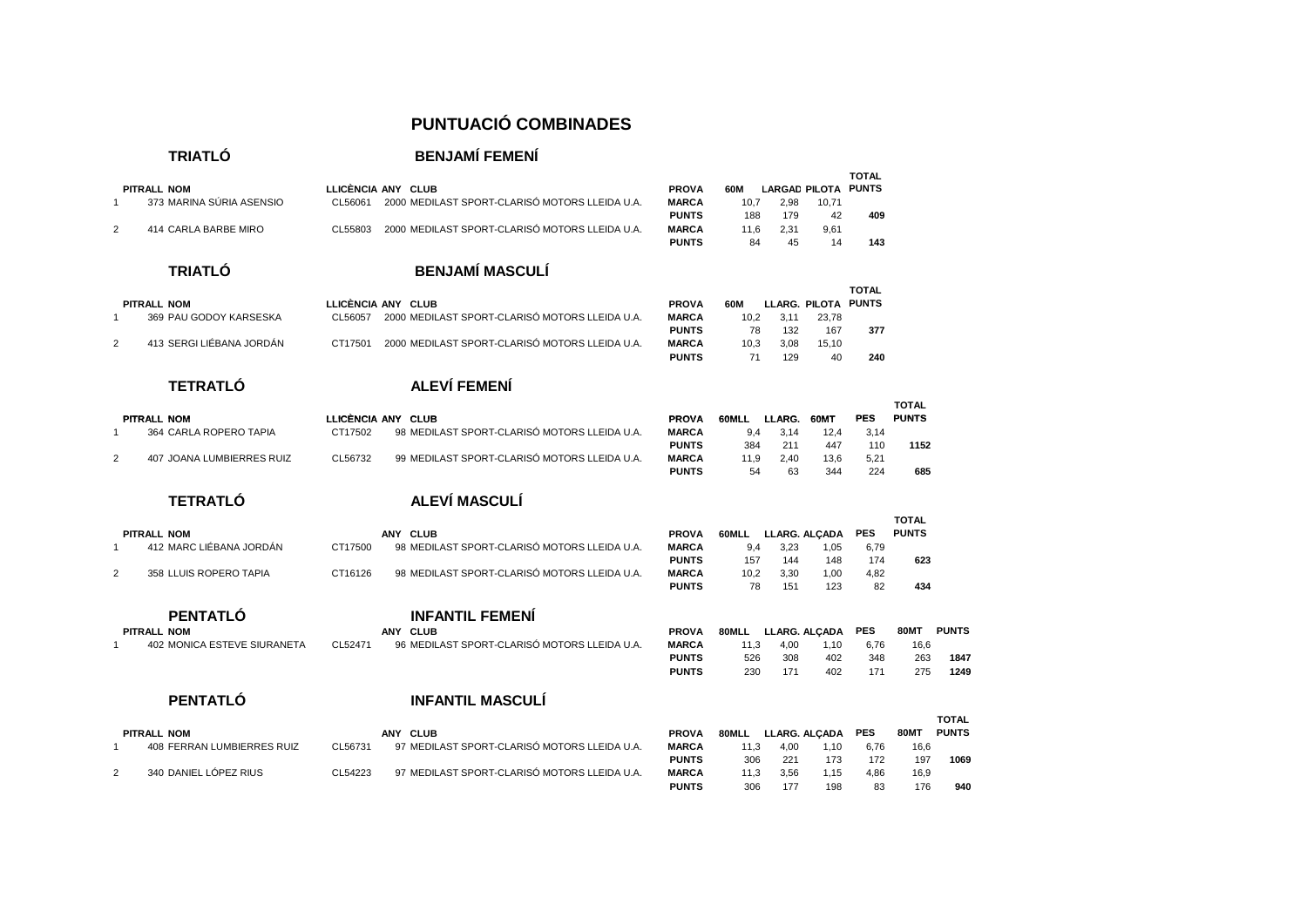# PUNTUACIÓ COMBINADES

## TRIATLÓ — BENJAMÍ FEMENÍ

| | PITRALL | NOM | LLICÈNCIA | ANY | CLUB | PROVA | 60M | LARGAD | PILOTA | TOTAL PUNTS |
|---|---|---|---|---|---|---|---|---|---|---|
| 1 | 373 | MARINA SÚRIA ASENSIO | CL56061 | 2000 | MEDILAST SPORT-CLARISÓ MOTORS LLEIDA U.A. | MARCA | 10,7 | 2,98 | 10,71 | |
| | | | | | | PUNTS | 188 | 179 | 42 | **409** |
| 2 | 414 | CARLA BARBE MIRO | CL55803 | 2000 | MEDILAST SPORT-CLARISÓ MOTORS LLEIDA U.A. | MARCA | 11,6 | 2,31 | 9,61 | |
| | | | | | | PUNTS | 84 | 45 | 14 | **143** |

## TRIATLÓ — BENJAMÍ MASCULÍ

| | PITRALL | NOM | LLICÈNCIA | ANY | CLUB | PROVA | 60M | LLARG. | PILOTA | TOTAL PUNTS |
|---|---|---|---|---|---|---|---|---|---|---|
| 1 | 369 | PAU GODOY KARSESKA | CL56057 | 2000 | MEDILAST SPORT-CLARISÓ MOTORS LLEIDA U.A. | MARCA | 10,2 | 3,11 | 23,78 | |
| | | | | | | PUNTS | 78 | 132 | 167 | **377** |
| 2 | 413 | SERGI LIÉBANA JORDÁN | CT17501 | 2000 | MEDILAST SPORT-CLARISÓ MOTORS LLEIDA U.A. | MARCA | 10,3 | 3,08 | 15,10 | |
| | | | | | | PUNTS | 71 | 129 | 40 | **240** |

## TETRATLÓ — ALEVÍ FEMENÍ

| | PITRALL | NOM | LLICÈNCIA | ANY | CLUB | PROVA | 60MLL | LLARG. | 60MT | PES | TOTAL PUNTS |
|---|---|---|---|---|---|---|---|---|---|---|---|
| 1 | 364 | CARLA ROPERO TAPIA | CT17502 | 98 | MEDILAST SPORT-CLARISÓ MOTORS LLEIDA U.A. | MARCA | 9,4 | 3,14 | 12,4 | 3,14 | |
| | | | | | | PUNTS | 384 | 211 | 447 | 110 | **1152** |
| 2 | 407 | JOANA LUMBIERRES RUIZ | CL56732 | 99 | MEDILAST SPORT-CLARISÓ MOTORS LLEIDA U.A. | MARCA | 11,9 | 2,40 | 13,6 | 5,21 | |
| | | | | | | PUNTS | 54 | 63 | 344 | 224 | **685** |

## TETRATLÓ — ALEVÍ MASCULÍ

| | PITRALL | NOM | | ANY | CLUB | PROVA | 60MLL | LLARG. | ALÇADA | PES | TOTAL PUNTS |
|---|---|---|---|---|---|---|---|---|---|---|---|
| 1 | 412 | MARC LIÉBANA JORDÁN | CT17500 | 98 | MEDILAST SPORT-CLARISÓ MOTORS LLEIDA U.A. | MARCA | 9,4 | 3,23 | 1,05 | 6,79 | |
| | | | | | | PUNTS | 157 | 144 | 148 | 174 | **623** |
| 2 | 358 | LLUIS ROPERO TAPIA | CT16126 | 98 | MEDILAST SPORT-CLARISÓ MOTORS LLEIDA U.A. | MARCA | 10,2 | 3,30 | 1,00 | 4,82 | |
| | | | | | | PUNTS | 78 | 151 | 123 | 82 | **434** |

## PENTATLÓ — INFANTIL FEMENÍ

| | PITRALL | NOM | | ANY | CLUB | PROVA | 80MLL | LLARG. | ALÇADA | PES | 80MT | PUNTS |
|---|---|---|---|---|---|---|---|---|---|---|---|---|
| 1 | 402 | MONICA ESTEVE SIURANETA | CL52471 | 96 | MEDILAST SPORT-CLARISÓ MOTORS LLEIDA U.A. | MARCA | 11,3 | 4,00 | 1,10 | 6,76 | 16,6 | |
| | | | | | | PUNTS | 526 | 308 | 402 | 348 | 263 | **1847** |
| | | | | | | PUNTS | 230 | 171 | 402 | 171 | 275 | **1249** |

## PENTATLÓ — INFANTIL MASCULÍ

| | PITRALL | NOM | | ANY | CLUB | PROVA | 80MLL | LLARG. | ALÇADA | PES | 80MT | TOTAL PUNTS |
|---|---|---|---|---|---|---|---|---|---|---|---|---|
| 1 | 408 | FERRAN LUMBIERRES RUIZ | CL56731 | 97 | MEDILAST SPORT-CLARISÓ MOTORS LLEIDA U.A. | MARCA | 11,3 | 4,00 | 1,10 | 6,76 | 16,6 | |
| | | | | | | PUNTS | 306 | 221 | 173 | 172 | 197 | **1069** |
| 2 | 340 | DANIEL LÓPEZ RIUS | CL54223 | 97 | MEDILAST SPORT-CLARISÓ MOTORS LLEIDA U.A. | MARCA | 11,3 | 3,56 | 1,15 | 4,86 | 16,9 | |
| | | | | | | PUNTS | 306 | 177 | 198 | 83 | 176 | **940** |